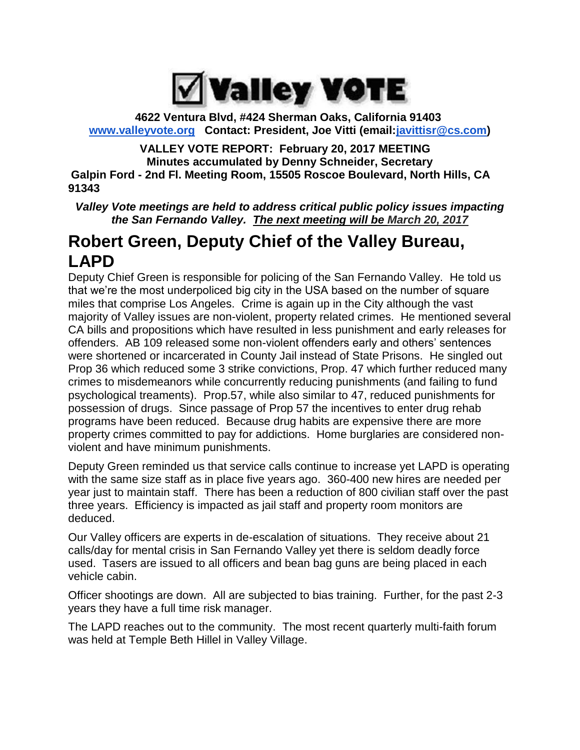# ☑ Valley VOTE

**4622 Ventura Blvd, #424 Sherman Oaks, California 91403**
**[www.valleyvote.org](http://www.valleyvote.org) Contact: President, Joe Vitti (email:[javittisr@cs.com](mailto:javittisr@cs.com))**

**VALLEY VOTE REPORT: February 20, 2017 MEETING**
**Minutes accumulated by Denny Schneider, Secretary**
**Galpin Ford - 2nd Fl. Meeting Room, 15505 Roscoe Boulevard, North Hills, CA 91343**

***Valley Vote meetings are held to address critical public policy issues impacting the San Fernando Valley. The next meeting will be March 20, 2017***

## Robert Green, Deputy Chief of the Valley Bureau, LAPD

Deputy Chief Green is responsible for policing of the San Fernando Valley. He told us that we're the most underpoliced big city in the USA based on the number of square miles that comprise Los Angeles. Crime is again up in the City although the vast majority of Valley issues are non-violent, property related crimes. He mentioned several CA bills and propositions which have resulted in less punishment and early releases for offenders. AB 109 released some non-violent offenders early and others' sentences were shortened or incarcerated in County Jail instead of State Prisons. He singled out Prop 36 which reduced some 3 strike convictions, Prop. 47 which further reduced many crimes to misdemeanors while concurrently reducing punishments (and failing to fund psychological treaments). Prop.57, while also similar to 47, reduced punishments for possession of drugs. Since passage of Prop 57 the incentives to enter drug rehab programs have been reduced. Because drug habits are expensive there are more property crimes committed to pay for addictions. Home burglaries are considered non-violent and have minimum punishments.

Deputy Green reminded us that service calls continue to increase yet LAPD is operating with the same size staff as in place five years ago. 360-400 new hires are needed per year just to maintain staff. There has been a reduction of 800 civilian staff over the past three years. Efficiency is impacted as jail staff and property room monitors are deduced.

Our Valley officers are experts in de-escalation of situations. They receive about 21 calls/day for mental crisis in San Fernando Valley yet there is seldom deadly force used. Tasers are issued to all officers and bean bag guns are being placed in each vehicle cabin.

Officer shootings are down. All are subjected to bias training. Further, for the past 2-3 years they have a full time risk manager.

The LAPD reaches out to the community. The most recent quarterly multi-faith forum was held at Temple Beth Hillel in Valley Village.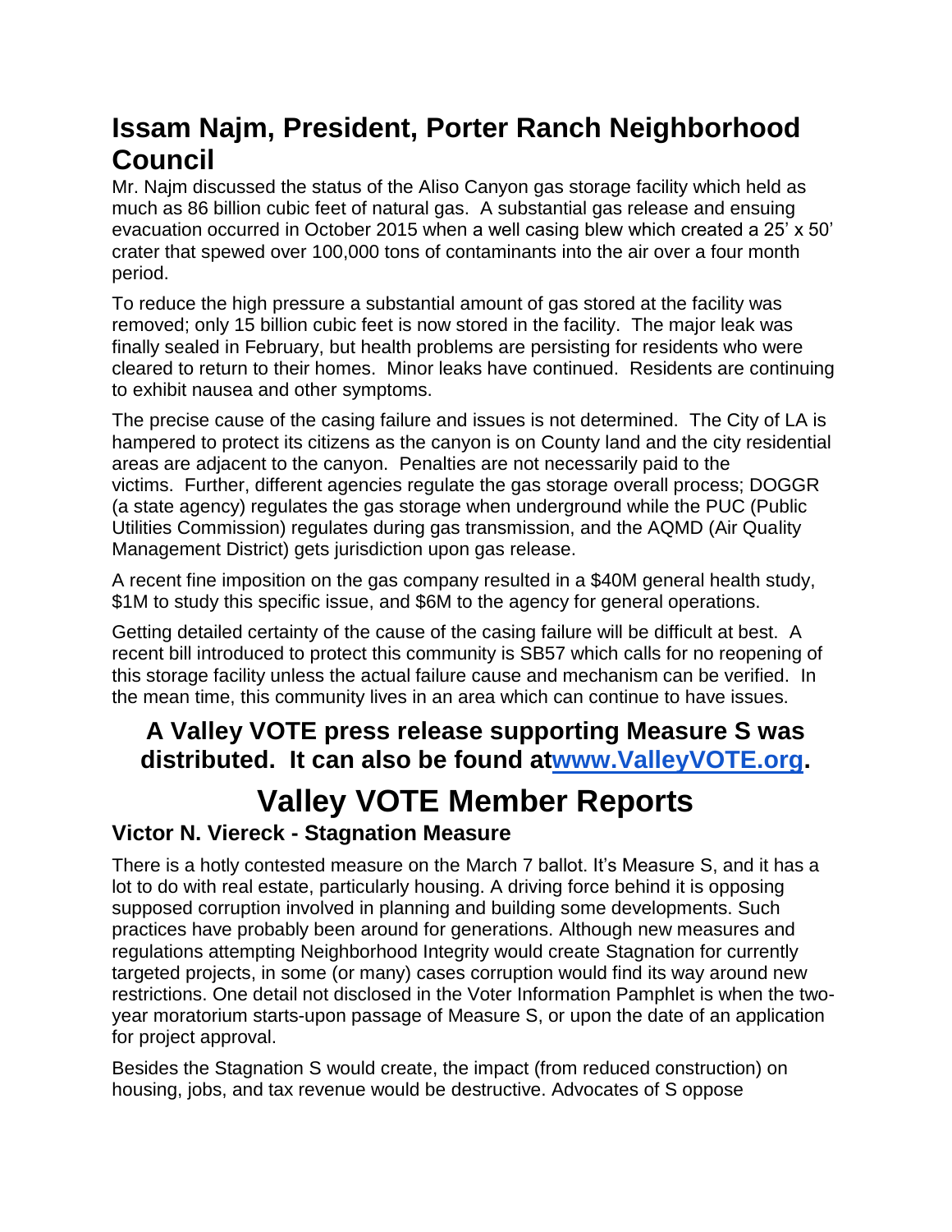## Issam Najm, President, Porter Ranch Neighborhood Council

Mr. Najm discussed the status of the Aliso Canyon gas storage facility which held as much as 86 billion cubic feet of natural gas. A substantial gas release and ensuing evacuation occurred in October 2015 when a well casing blew which created a 25' x 50' crater that spewed over 100,000 tons of contaminants into the air over a four month period.

To reduce the high pressure a substantial amount of gas stored at the facility was removed; only 15 billion cubic feet is now stored in the facility. The major leak was finally sealed in February, but health problems are persisting for residents who were cleared to return to their homes. Minor leaks have continued. Residents are continuing to exhibit nausea and other symptoms.

The precise cause of the casing failure and issues is not determined. The City of LA is hampered to protect its citizens as the canyon is on County land and the city residential areas are adjacent to the canyon. Penalties are not necessarily paid to the victims. Further, different agencies regulate the gas storage overall process; DOGGR (a state agency) regulates the gas storage when underground while the PUC (Public Utilities Commission) regulates during gas transmission, and the AQMD (Air Quality Management District) gets jurisdiction upon gas release.

A recent fine imposition on the gas company resulted in a $40M general health study, $1M to study this specific issue, and $6M to the agency for general operations.

Getting detailed certainty of the cause of the casing failure will be difficult at best. A recent bill introduced to protect this community is SB57 which calls for no reopening of this storage facility unless the actual failure cause and mechanism can be verified. In the mean time, this community lives in an area which can continue to have issues.

### A Valley VOTE press release supporting Measure S was distributed. It can also be found at[www.ValleyVOTE.org](http://www.ValleyVOTE.org).

# Valley VOTE Member Reports

### Victor N. Viereck - Stagnation Measure

There is a hotly contested measure on the March 7 ballot. It's Measure S, and it has a lot to do with real estate, particularly housing. A driving force behind it is opposing supposed corruption involved in planning and building some developments. Such practices have probably been around for generations. Although new measures and regulations attempting Neighborhood Integrity would create Stagnation for currently targeted projects, in some (or many) cases corruption would find its way around new restrictions. One detail not disclosed in the Voter Information Pamphlet is when the two-year moratorium starts-upon passage of Measure S, or upon the date of an application for project approval.

Besides the Stagnation S would create, the impact (from reduced construction) on housing, jobs, and tax revenue would be destructive. Advocates of S oppose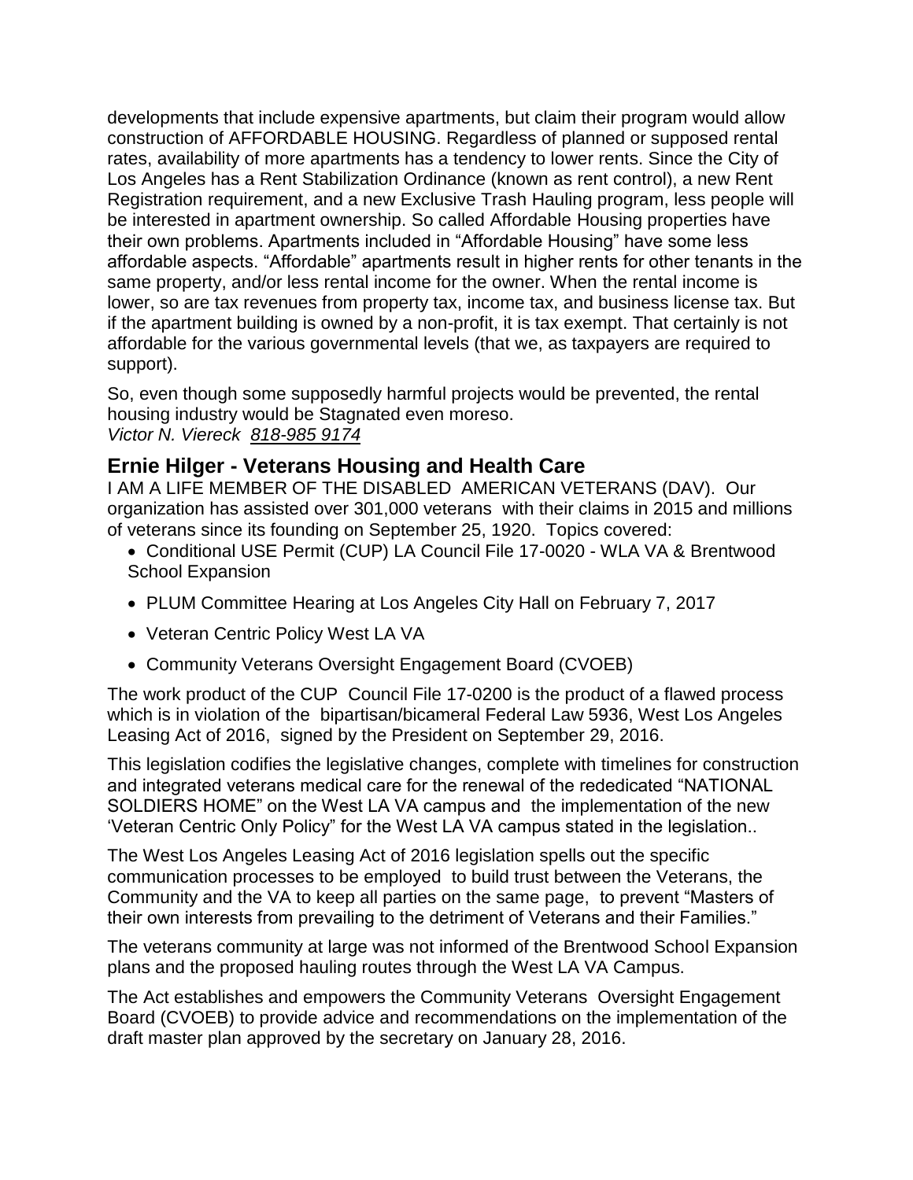developments that include expensive apartments, but claim their program would allow construction of AFFORDABLE HOUSING. Regardless of planned or supposed rental rates, availability of more apartments has a tendency to lower rents. Since the City of Los Angeles has a Rent Stabilization Ordinance (known as rent control), a new Rent Registration requirement, and a new Exclusive Trash Hauling program, less people will be interested in apartment ownership. So called Affordable Housing properties have their own problems. Apartments included in "Affordable Housing" have some less affordable aspects. "Affordable" apartments result in higher rents for other tenants in the same property, and/or less rental income for the owner. When the rental income is lower, so are tax revenues from property tax, income tax, and business license tax. But if the apartment building is owned by a non-profit, it is tax exempt. That certainly is not affordable for the various governmental levels (that we, as taxpayers are required to support).

So, even though some supposedly harmful projects would be prevented, the rental housing industry would be Stagnated even moreso.
*Victor N. Viereck 818-985 9174*

## Ernie Hilger - Veterans Housing and Health Care

I AM A LIFE MEMBER OF THE DISABLED AMERICAN VETERANS (DAV). Our organization has assisted over 301,000 veterans with their claims in 2015 and millions of veterans since its founding on September 25, 1920. Topics covered:

- Conditional USE Permit (CUP) LA Council File 17-0020 - WLA VA & Brentwood School Expansion
- PLUM Committee Hearing at Los Angeles City Hall on February 7, 2017
- Veteran Centric Policy West LA VA
- Community Veterans Oversight Engagement Board (CVOEB)

The work product of the CUP Council File 17-0200 is the product of a flawed process which is in violation of the bipartisan/bicameral Federal Law 5936, West Los Angeles Leasing Act of 2016, signed by the President on September 29, 2016.

This legislation codifies the legislative changes, complete with timelines for construction and integrated veterans medical care for the renewal of the rededicated "NATIONAL SOLDIERS HOME" on the West LA VA campus and the implementation of the new 'Veteran Centric Only Policy" for the West LA VA campus stated in the legislation..

The West Los Angeles Leasing Act of 2016 legislation spells out the specific communication processes to be employed to build trust between the Veterans, the Community and the VA to keep all parties on the same page, to prevent "Masters of their own interests from prevailing to the detriment of Veterans and their Families."

The veterans community at large was not informed of the Brentwood School Expansion plans and the proposed hauling routes through the West LA VA Campus.

The Act establishes and empowers the Community Veterans Oversight Engagement Board (CVOEB) to provide advice and recommendations on the implementation of the draft master plan approved by the secretary on January 28, 2016.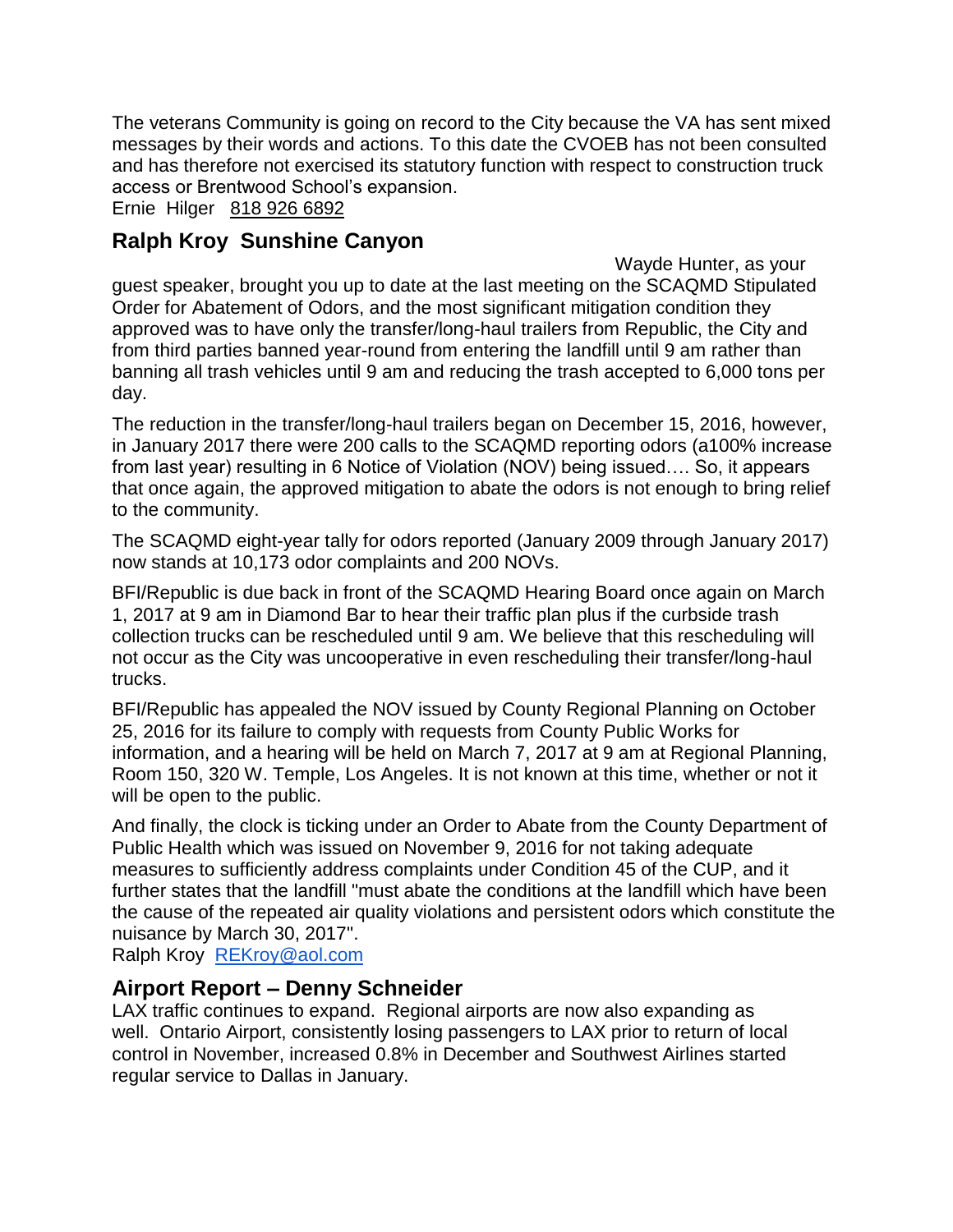The veterans Community is going on record to the City because the VA has sent mixed messages by their words and actions. To this date the CVOEB has not been consulted and has therefore not exercised its statutory function with respect to construction truck access or Brentwood School's expansion.
Ernie Hilger 818 926 6892

## Ralph Kroy Sunshine Canyon

Wayde Hunter, as your guest speaker, brought you up to date at the last meeting on the SCAQMD Stipulated Order for Abatement of Odors, and the most significant mitigation condition they approved was to have only the transfer/long-haul trailers from Republic, the City and from third parties banned year-round from entering the landfill until 9 am rather than banning all trash vehicles until 9 am and reducing the trash accepted to 6,000 tons per day.

The reduction in the transfer/long-haul trailers began on December 15, 2016, however, in January 2017 there were 200 calls to the SCAQMD reporting odors (a100% increase from last year) resulting in 6 Notice of Violation (NOV) being issued…. So, it appears that once again, the approved mitigation to abate the odors is not enough to bring relief to the community.

The SCAQMD eight-year tally for odors reported (January 2009 through January 2017) now stands at 10,173 odor complaints and 200 NOVs.

BFI/Republic is due back in front of the SCAQMD Hearing Board once again on March 1, 2017 at 9 am in Diamond Bar to hear their traffic plan plus if the curbside trash collection trucks can be rescheduled until 9 am. We believe that this rescheduling will not occur as the City was uncooperative in even rescheduling their transfer/long-haul trucks.

BFI/Republic has appealed the NOV issued by County Regional Planning on October 25, 2016 for its failure to comply with requests from County Public Works for information, and a hearing will be held on March 7, 2017 at 9 am at Regional Planning, Room 150, 320 W. Temple, Los Angeles. It is not known at this time, whether or not it will be open to the public.

And finally, the clock is ticking under an Order to Abate from the County Department of Public Health which was issued on November 9, 2016 for not taking adequate measures to sufficiently address complaints under Condition 45 of the CUP, and it further states that the landfill "must abate the conditions at the landfill which have been the cause of the repeated air quality violations and persistent odors which constitute the nuisance by March 30, 2017".
Ralph Kroy REKroy@aol.com

## Airport Report – Denny Schneider

LAX traffic continues to expand. Regional airports are now also expanding as well. Ontario Airport, consistently losing passengers to LAX prior to return of local control in November, increased 0.8% in December and Southwest Airlines started regular service to Dallas in January.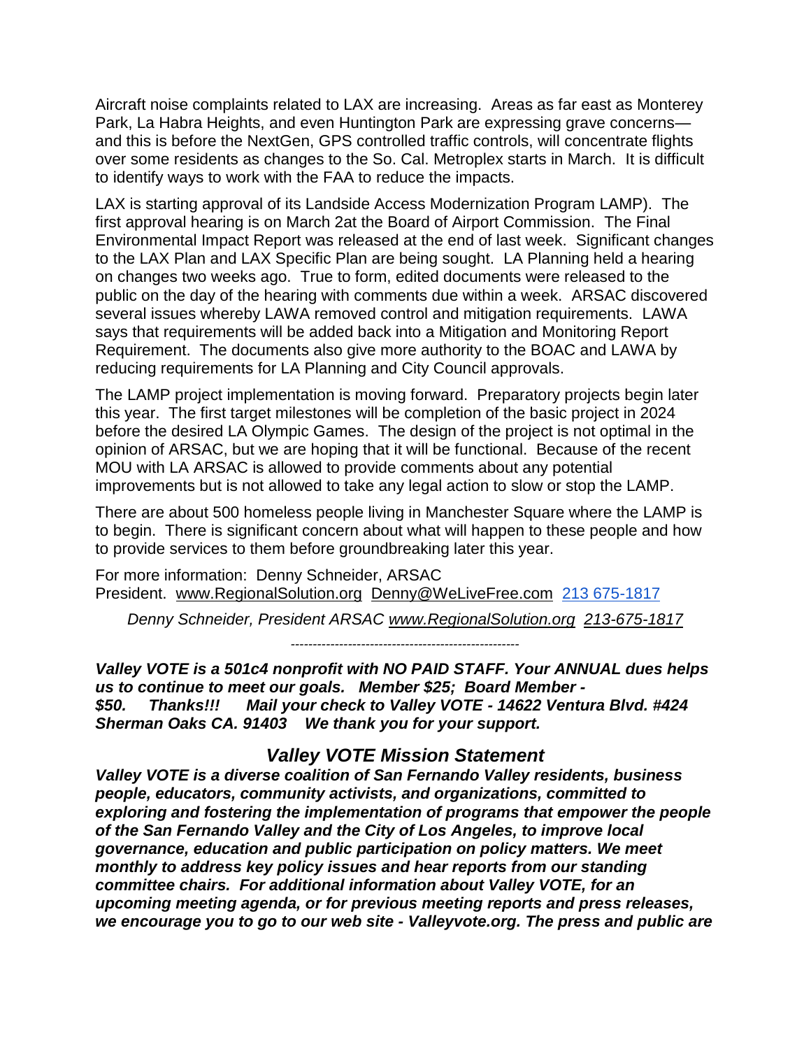Aircraft noise complaints related to LAX are increasing. Areas as far east as Monterey Park, La Habra Heights, and even Huntington Park are expressing grave concerns—and this is before the NextGen, GPS controlled traffic controls, will concentrate flights over some residents as changes to the So. Cal. Metroplex starts in March. It is difficult to identify ways to work with the FAA to reduce the impacts.

LAX is starting approval of its Landside Access Modernization Program LAMP). The first approval hearing is on March 2at the Board of Airport Commission. The Final Environmental Impact Report was released at the end of last week. Significant changes to the LAX Plan and LAX Specific Plan are being sought. LA Planning held a hearing on changes two weeks ago. True to form, edited documents were released to the public on the day of the hearing with comments due within a week. ARSAC discovered several issues whereby LAWA removed control and mitigation requirements. LAWA says that requirements will be added back into a Mitigation and Monitoring Report Requirement. The documents also give more authority to the BOAC and LAWA by reducing requirements for LA Planning and City Council approvals.

The LAMP project implementation is moving forward. Preparatory projects begin later this year. The first target milestones will be completion of the basic project in 2024 before the desired LA Olympic Games. The design of the project is not optimal in the opinion of ARSAC, but we are hoping that it will be functional. Because of the recent MOU with LA ARSAC is allowed to provide comments about any potential improvements but is not allowed to take any legal action to slow or stop the LAMP.

There are about 500 homeless people living in Manchester Square where the LAMP is to begin. There is significant concern about what will happen to these people and how to provide services to them before groundbreaking later this year.

For more information: Denny Schneider, ARSAC President. www.RegionalSolution.org Denny@WeLiveFree.com 213 675-1817

*Denny Schneider, President ARSAC www.RegionalSolution.org 213-675-1817*

----------------------------------------------------

***Valley VOTE is a 501c4 nonprofit with NO PAID STAFF. Your ANNUAL dues helps us to continue to meet our goals. Member $25; Board Member - $50. Thanks!!! Mail your check to Valley VOTE - 14622 Ventura Blvd. #424 Sherman Oaks CA. 91403 We thank you for your support.***

## *Valley VOTE Mission Statement*

***Valley VOTE is a diverse coalition of San Fernando Valley residents, business people, educators, community activists, and organizations, committed to exploring and fostering the implementation of programs that empower the people of the San Fernando Valley and the City of Los Angeles, to improve local governance, education and public participation on policy matters. We meet monthly to address key policy issues and hear reports from our standing committee chairs. For additional information about Valley VOTE, for an upcoming meeting agenda, or for previous meeting reports and press releases, we encourage you to go to our web site - Valleyvote.org. The press and public are***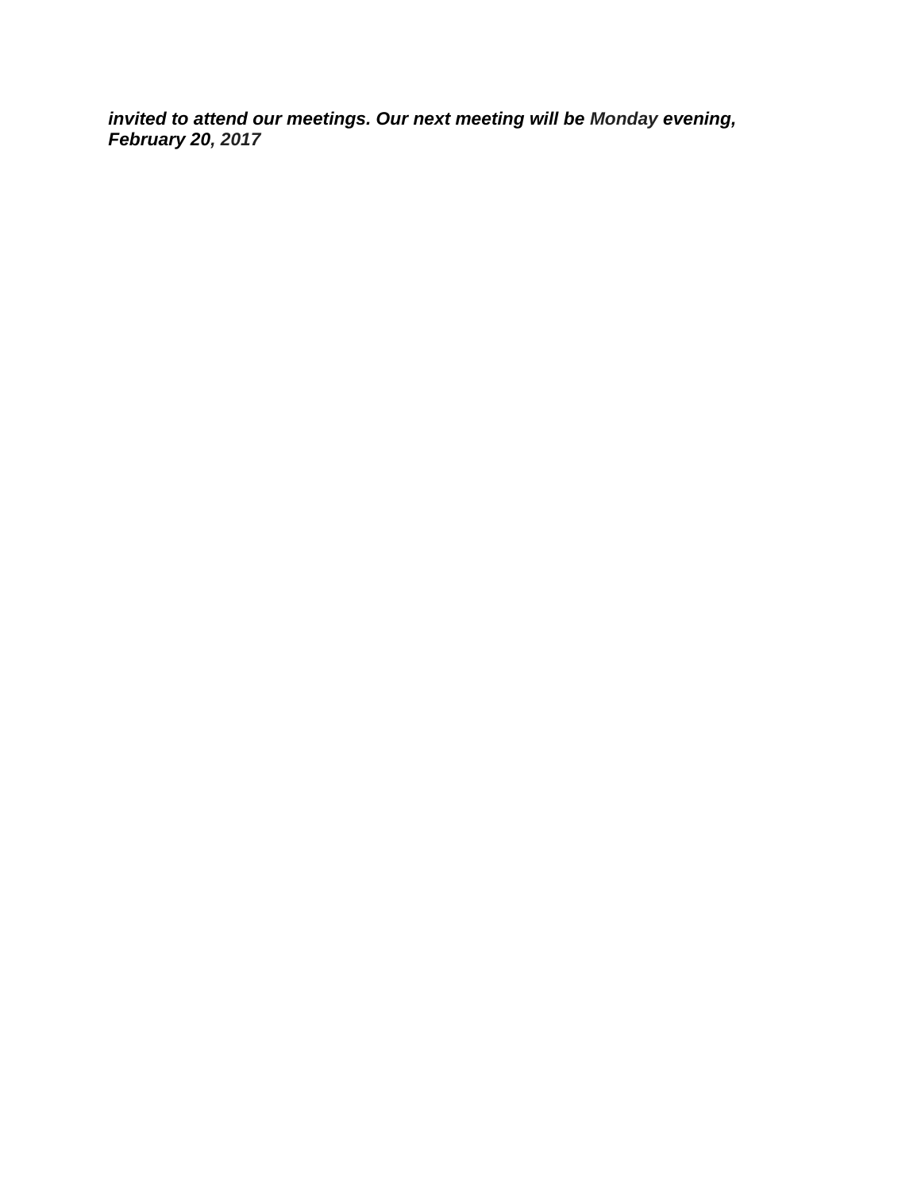***invited to attend our meetings. Our next meeting will be Monday evening, February 20, 2017***